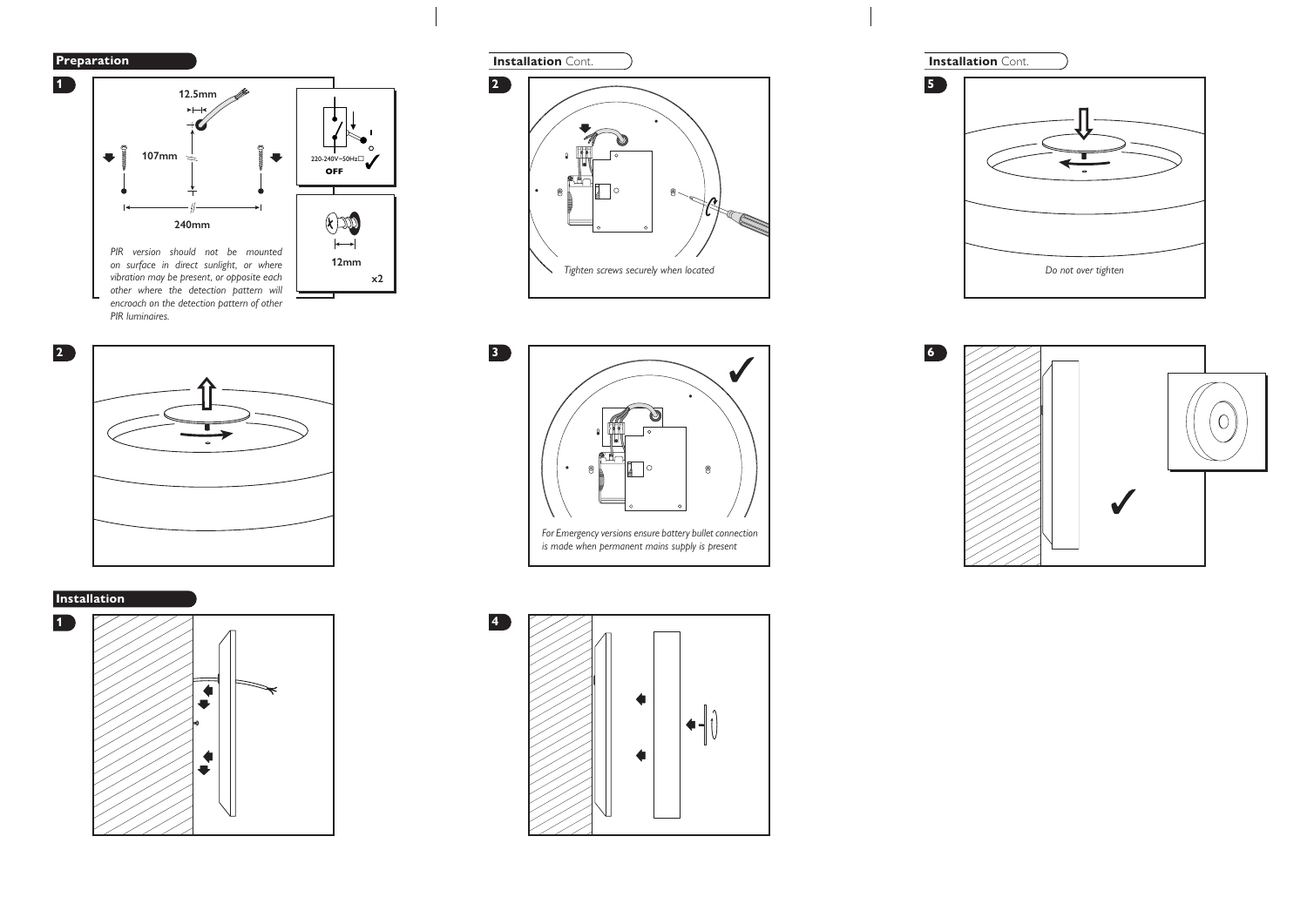## Preparation

**1**

12.5mm

107mm

240mm

220-240V~50Hz

OFF

12mm

x2

*PIR version should not be mounted on surface in direct sunlight, or where vibration may be present, or opposite each other where the detection pattern will encroach on the detection pattern of other PIR luminaires.*

**2**

## Installation

**1**

## Installation Cont.

**2**

*Tighten screws securely when located*

**3**

*For Emergency versions ensure battery bullet connection is made when permanent mains supply is present*

**4**

## Installation Cont.

**5**

*Do not over tighten*

**6**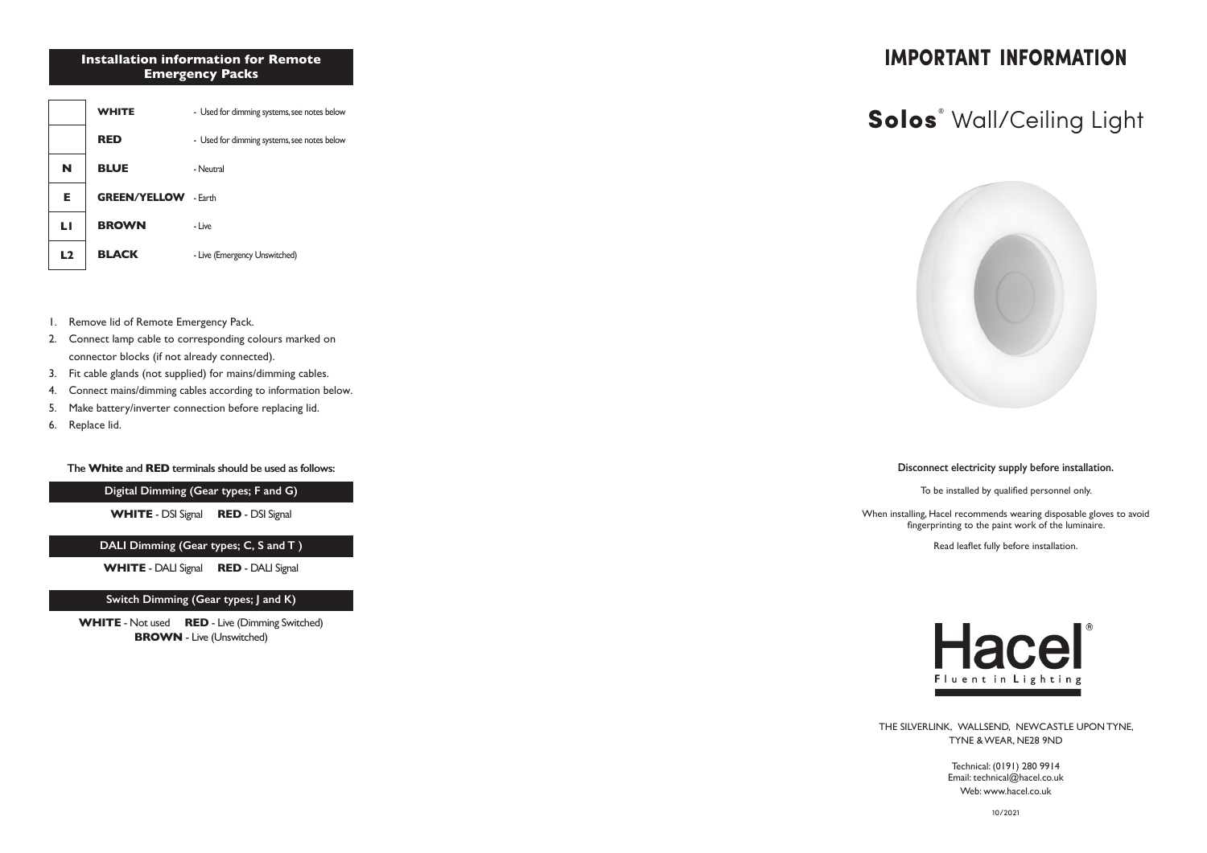## Installation information for Remote Emergency Packs

| | | |
|---|---|---|
| | **WHITE** | - Used for dimming systems, see notes below |
| | **RED** | - Used for dimming systems, see notes below |
| **N** | **BLUE** | - Neutral |
| **E** | **GREEN/YELLOW** | - Earth |
| **L1** | **BROWN** | - Live |
| **L2** | **BLACK** | - Live (Emergency Unswitched) |

1. Remove lid of Remote Emergency Pack.
2. Connect lamp cable to corresponding colours marked on connector blocks (if not already connected).
3. Fit cable glands (not supplied) for mains/dimming cables.
4. Connect mains/dimming cables according to information below.
5. Make battery/inverter connection before replacing lid.
6. Replace lid.

The **White** and **RED** terminals should be used as follows:

### Digital Dimming (Gear types; F and G)

**WHITE** - DSI Signal **RED** - DSI Signal

### DALI Dimming (Gear types; C, S and T )

**WHITE** - DALI Signal **RED** - DALI Signal

### Switch Dimming (Gear types; J and K)

**WHITE** - Not used **RED** - Live (Dimming Switched)
**BROWN** - Live (Unswitched)

# IMPORTANT INFORMATION

## Solos® Wall/Ceiling Light

**Disconnect electricity supply before installation.**

To be installed by qualified personnel only.

When installing, Hacel recommends wearing disposable gloves to avoid fingerprinting to the paint work of the luminaire.

Read leaflet fully before installation.

Hacel®
Fluent in Lighting

THE SILVERLINK, WALLSEND, NEWCASTLE UPON TYNE, TYNE & WEAR, NE28 9ND

Technical: (0191) 280 9914
Email: technical@hacel.co.uk
Web: www.hacel.co.uk

10/2021